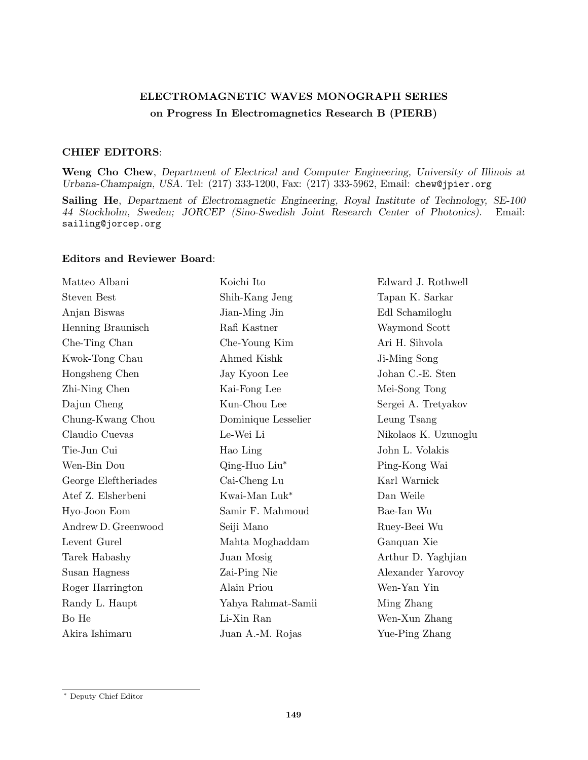# ELECTROMAGNETIC WAVES MONOGRAPH SERIES

## on Progress In Electromagnetics Research B (PIERB)

### CHIEF EDITORS:

**Weng Cho Chew**, *Department of Electrical and Computer Engineering, University of Illinois at Urbana-Champaign, USA.* Tel: (217) 333-1200, Fax: (217) 333-5962, Email: chew@jpier.org

**Sailing He**, *Department of Electromagnetic Engineering, Royal Institute of Technology, SE-100 44 Stockholm, Sweden; JORCEP (Sino-Swedish Joint Research Center of Photonics).* Email: sailing@jorcep.org

### Editors and Reviewer Board:

Matteo Albani
Steven Best
Anjan Biswas
Henning Braunisch
Che-Ting Chan
Kwok-Tong Chau
Hongsheng Chen
Zhi-Ning Chen
Dajun Cheng
Chung-Kwang Chou
Claudio Cuevas
Tie-Jun Cui
Wen-Bin Dou
George Eleftheriades
Atef Z. Elsherbeni
Hyo-Joon Eom
Andrew D. Greenwood
Levent Gurel
Tarek Habashy
Susan Hagness
Roger Harrington
Randy L. Haupt
Bo He
Akira Ishimaru
Koichi Ito
Shih-Kang Jeng
Jian-Ming Jin
Rafi Kastner
Che-Young Kim
Ahmed Kishk
Jay Kyoon Lee
Kai-Fong Lee
Kun-Chou Lee
Dominique Lesselier
Le-Wei Li
Hao Ling
Qing-Huo Liu*
Cai-Cheng Lu
Kwai-Man Luk*
Samir F. Mahmoud
Seiji Mano
Mahta Moghaddam
Juan Mosig
Zai-Ping Nie
Alain Priou
Yahya Rahmat-Samii
Li-Xin Ran
Juan A.-M. Rojas
Edward J. Rothwell
Tapan K. Sarkar
Edl Schamiloglu
Waymond Scott
Ari H. Sihvola
Ji-Ming Song
Johan C.-E. Sten
Mei-Song Tong
Sergei A. Tretyakov
Leung Tsang
Nikolaos K. Uzunoglu
John L. Volakis
Ping-Kong Wai
Karl Warnick
Dan Weile
Bae-Ian Wu
Ruey-Beei Wu
Ganquan Xie
Arthur D. Yaghjian
Alexander Yarovoy
Wen-Yan Yin
Ming Zhang
Wen-Xun Zhang
Yue-Ping Zhang

---

\* Deputy Chief Editor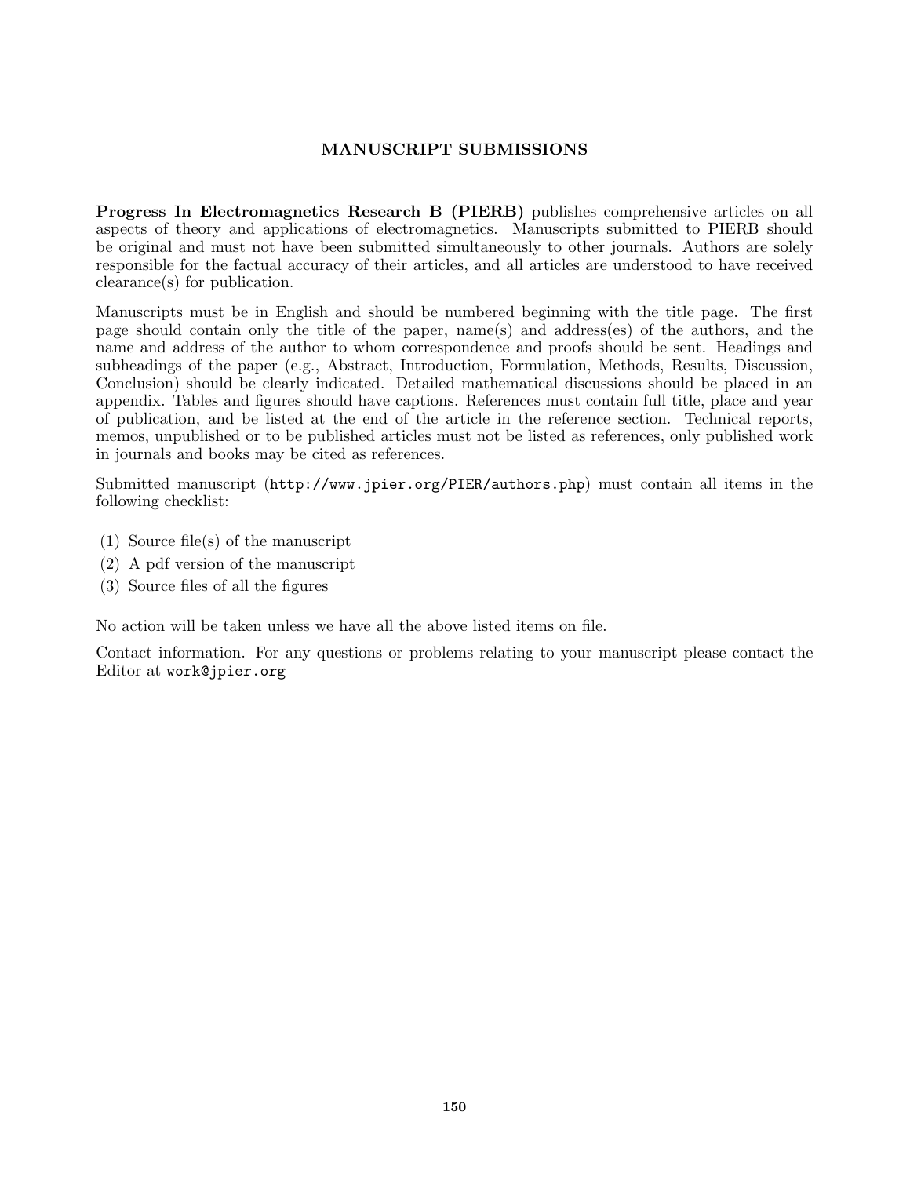## MANUSCRIPT SUBMISSIONS

**Progress In Electromagnetics Research B (PIERB)** publishes comprehensive articles on all aspects of theory and applications of electromagnetics. Manuscripts submitted to PIERB should be original and must not have been submitted simultaneously to other journals. Authors are solely responsible for the factual accuracy of their articles, and all articles are understood to have received clearance(s) for publication.

Manuscripts must be in English and should be numbered beginning with the title page. The first page should contain only the title of the paper, name(s) and address(es) of the authors, and the name and address of the author to whom correspondence and proofs should be sent. Headings and subheadings of the paper (e.g., Abstract, Introduction, Formulation, Methods, Results, Discussion, Conclusion) should be clearly indicated. Detailed mathematical discussions should be placed in an appendix. Tables and figures should have captions. References must contain full title, place and year of publication, and be listed at the end of the article in the reference section. Technical reports, memos, unpublished or to be published articles must not be listed as references, only published work in journals and books may be cited as references.

Submitted manuscript (`http://www.jpier.org/PIER/authors.php`) must contain all items in the following checklist:

(1) Source file(s) of the manuscript
(2) A pdf version of the manuscript
(3) Source files of all the figures

No action will be taken unless we have all the above listed items on file.

Contact information. For any questions or problems relating to your manuscript please contact the Editor at `work@jpier.org`